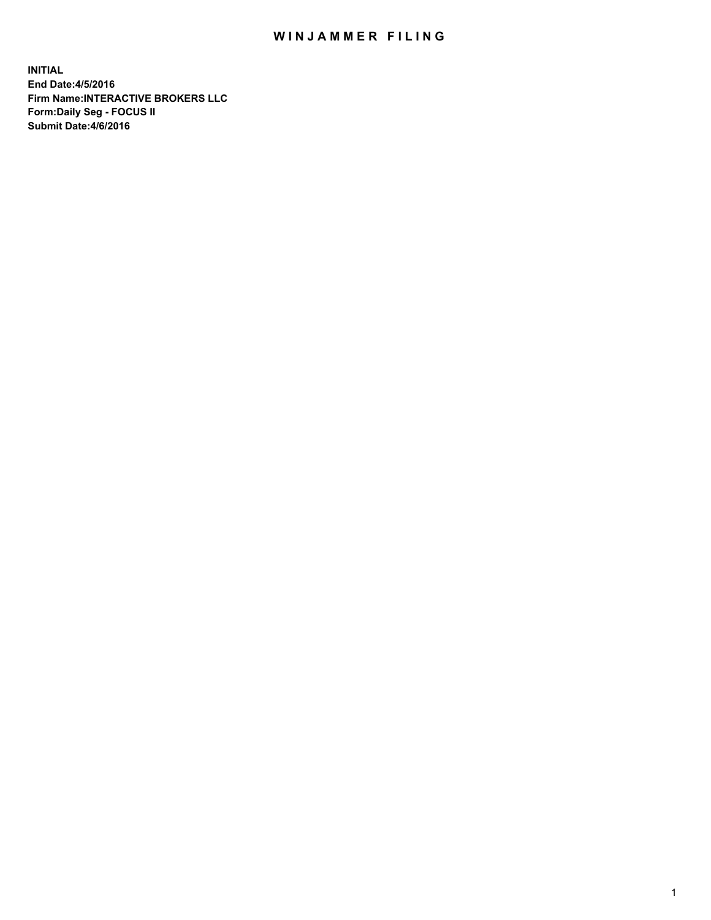# WINJAMMER FILING

**INITIAL**
**End Date:4/5/2016**
**Firm Name:INTERACTIVE BROKERS LLC**
**Form:Daily Seg - FOCUS II**
**Submit Date:4/6/2016**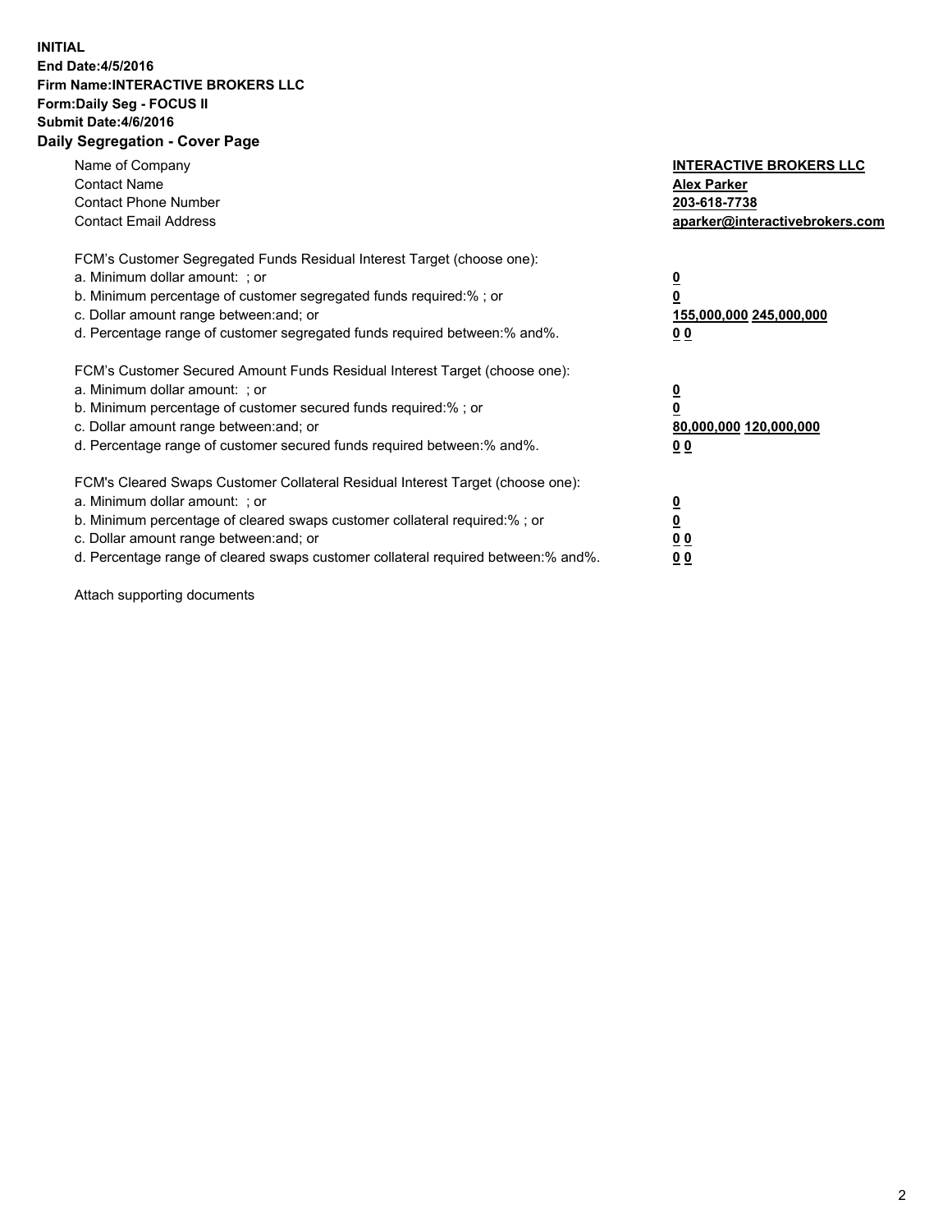**INITIAL**
**End Date:4/5/2016**
**Firm Name:INTERACTIVE BROKERS LLC**
**Form:Daily Seg - FOCUS II**
**Submit Date:4/6/2016**
**Daily Segregation - Cover Page**

| | |
|---|---|
| Name of Company | **INTERACTIVE BROKERS LLC** |
| Contact Name | **Alex Parker** |
| Contact Phone Number | **203-618-7738** |
| Contact Email Address | **aparker@interactivebrokers.com** |

FCM's Customer Segregated Funds Residual Interest Target (choose one):

| | |
|---|---|
| a. Minimum dollar amount: ; or | **0** |
| b. Minimum percentage of customer segregated funds required:% ; or | **0** |
| c. Dollar amount range between:and; or | **155,000,000 245,000,000** |
| d. Percentage range of customer segregated funds required between:% and%. | **0 0** |

FCM's Customer Secured Amount Funds Residual Interest Target (choose one):

| | |
|---|---|
| a. Minimum dollar amount: ; or | **0** |
| b. Minimum percentage of customer secured funds required:% ; or | **0** |
| c. Dollar amount range between:and; or | **80,000,000 120,000,000** |
| d. Percentage range of customer secured funds required between:% and%. | **0 0** |

FCM's Cleared Swaps Customer Collateral Residual Interest Target (choose one):

| | |
|---|---|
| a. Minimum dollar amount: ; or | **0** |
| b. Minimum percentage of cleared swaps customer collateral required:% ; or | **0** |
| c. Dollar amount range between:and; or | **0 0** |
| d. Percentage range of cleared swaps customer collateral required between:% and%. | **0 0** |

Attach supporting documents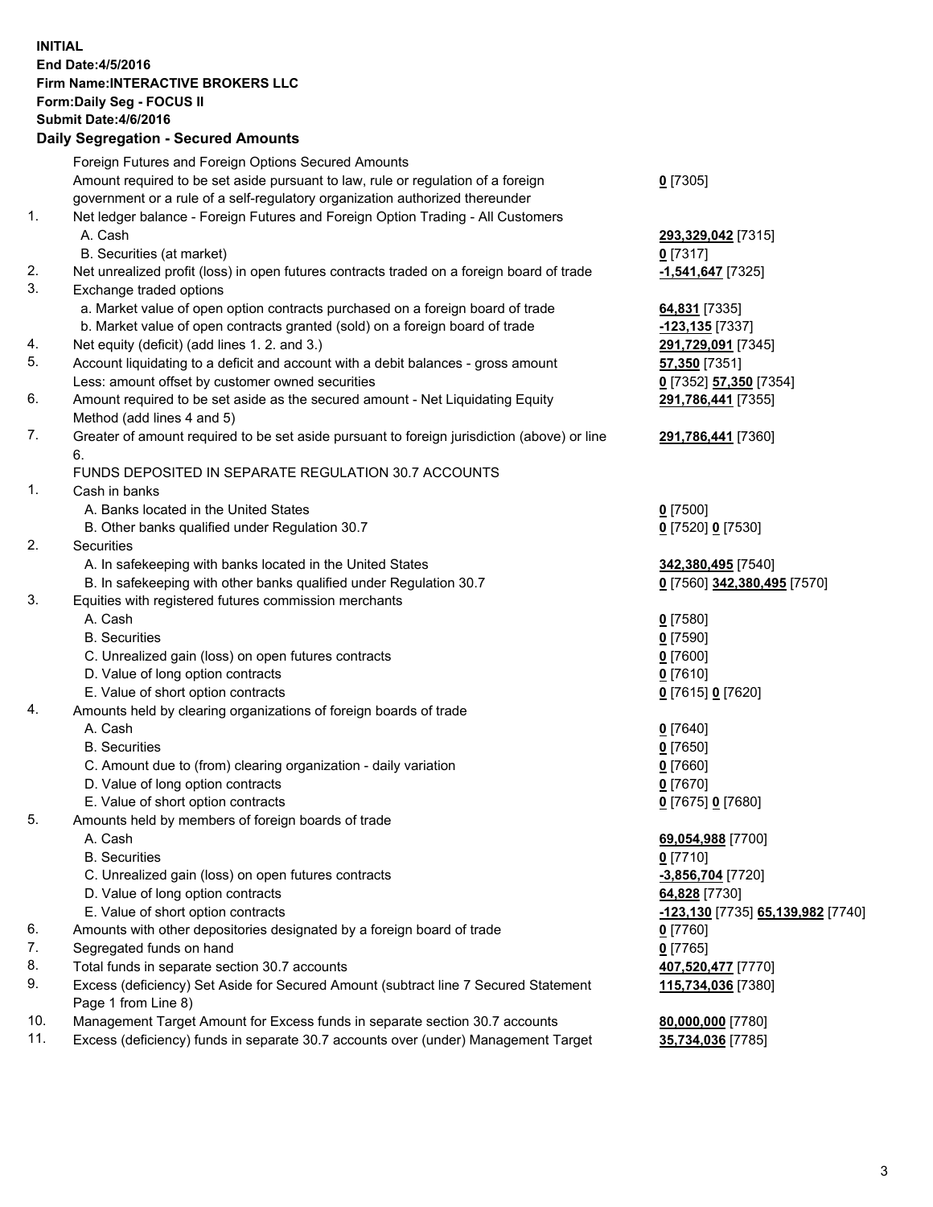**INITIAL**
**End Date:4/5/2016**
**Firm Name:INTERACTIVE BROKERS LLC**
**Form:Daily Seg - FOCUS II**
**Submit Date:4/6/2016**

## Daily Segregation - Secured Amounts

| | | |
|---|---|---|
| | Foreign Futures and Foreign Options Secured Amounts | |
| | Amount required to be set aside pursuant to law, rule or regulation of a foreign government or a rule of a self-regulatory organization authorized thereunder | **0** [7305] |
| 1. | Net ledger balance - Foreign Futures and Foreign Option Trading - All Customers | |
| | A. Cash | **293,329,042** [7315] |
| | B. Securities (at market) | **0** [7317] |
| 2. | Net unrealized profit (loss) in open futures contracts traded on a foreign board of trade | **-1,541,647** [7325] |
| 3. | Exchange traded options | |
| | a. Market value of open option contracts purchased on a foreign board of trade | **64,831** [7335] |
| | b. Market value of open contracts granted (sold) on a foreign board of trade | **-123,135** [7337] |
| 4. | Net equity (deficit) (add lines 1. 2. and 3.) | **291,729,091** [7345] |
| 5. | Account liquidating to a deficit and account with a debit balances - gross amount | **57,350** [7351] |
| | Less: amount offset by customer owned securities | **0** [7352] **57,350** [7354] |
| 6. | Amount required to be set aside as the secured amount - Net Liquidating Equity Method (add lines 4 and 5) | **291,786,441** [7355] |
| 7. | Greater of amount required to be set aside pursuant to foreign jurisdiction (above) or line 6. | **291,786,441** [7360] |
| | FUNDS DEPOSITED IN SEPARATE REGULATION 30.7 ACCOUNTS | |
| 1. | Cash in banks | |
| | A. Banks located in the United States | **0** [7500] |
| | B. Other banks qualified under Regulation 30.7 | **0** [7520] **0** [7530] |
| 2. | Securities | |
| | A. In safekeeping with banks located in the United States | **342,380,495** [7540] |
| | B. In safekeeping with other banks qualified under Regulation 30.7 | **0** [7560] **342,380,495** [7570] |
| 3. | Equities with registered futures commission merchants | |
| | A. Cash | **0** [7580] |
| | B. Securities | **0** [7590] |
| | C. Unrealized gain (loss) on open futures contracts | **0** [7600] |
| | D. Value of long option contracts | **0** [7610] |
| | E. Value of short option contracts | **0** [7615] **0** [7620] |
| 4. | Amounts held by clearing organizations of foreign boards of trade | |
| | A. Cash | **0** [7640] |
| | B. Securities | **0** [7650] |
| | C. Amount due to (from) clearing organization - daily variation | **0** [7660] |
| | D. Value of long option contracts | **0** [7670] |
| | E. Value of short option contracts | **0** [7675] **0** [7680] |
| 5. | Amounts held by members of foreign boards of trade | |
| | A. Cash | **69,054,988** [7700] |
| | B. Securities | **0** [7710] |
| | C. Unrealized gain (loss) on open futures contracts | **-3,856,704** [7720] |
| | D. Value of long option contracts | **64,828** [7730] |
| | E. Value of short option contracts | **-123,130** [7735] **65,139,982** [7740] |
| 6. | Amounts with other depositories designated by a foreign board of trade | **0** [7760] |
| 7. | Segregated funds on hand | **0** [7765] |
| 8. | Total funds in separate section 30.7 accounts | **407,520,477** [7770] |
| 9. | Excess (deficiency) Set Aside for Secured Amount (subtract line 7 Secured Statement Page 1 from Line 8) | **115,734,036** [7380] |
| 10. | Management Target Amount for Excess funds in separate section 30.7 accounts | **80,000,000** [7780] |
| 11. | Excess (deficiency) funds in separate 30.7 accounts over (under) Management Target | **35,734,036** [7785] |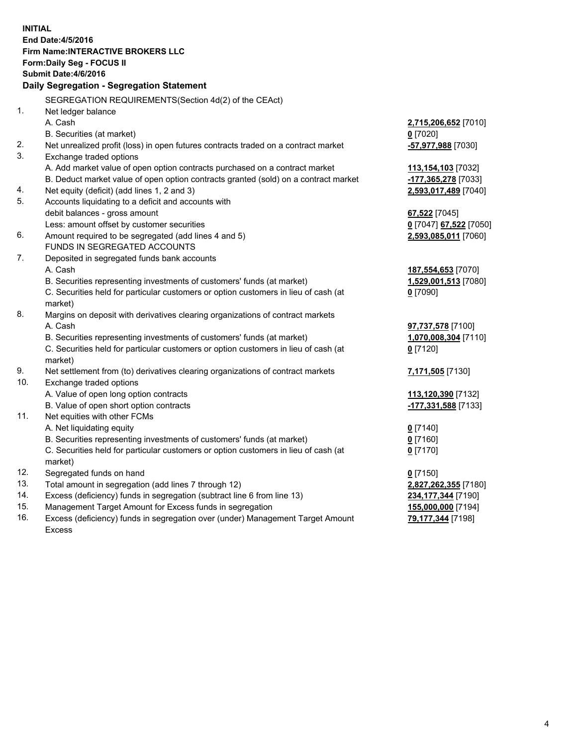**INITIAL**
**End Date:4/5/2016**
**Firm Name:INTERACTIVE BROKERS LLC**
**Form:Daily Seg - FOCUS II**
**Submit Date:4/6/2016**

### Daily Segregation - Segregation Statement

| | | |
|---|---|---|
| | SEGREGATION REQUIREMENTS(Section 4d(2) of the CEAct) | |
| 1. | Net ledger balance | |
| | A. Cash | **2,715,206,652** [7010] |
| | B. Securities (at market) | **0** [7020] |
| 2. | Net unrealized profit (loss) in open futures contracts traded on a contract market | **-57,977,988** [7030] |
| 3. | Exchange traded options | |
| | A. Add market value of open option contracts purchased on a contract market | **113,154,103** [7032] |
| | B. Deduct market value of open option contracts granted (sold) on a contract market | **-177,365,278** [7033] |
| 4. | Net equity (deficit) (add lines 1, 2 and 3) | **2,593,017,489** [7040] |
| 5. | Accounts liquidating to a deficit and accounts with debit balances - gross amount | **67,522** [7045] |
| | Less: amount offset by customer securities | **0** [7047] **67,522** [7050] |
| 6. | Amount required to be segregated (add lines 4 and 5) | **2,593,085,011** [7060] |
| | FUNDS IN SEGREGATED ACCOUNTS | |
| 7. | Deposited in segregated funds bank accounts | |
| | A. Cash | **187,554,653** [7070] |
| | B. Securities representing investments of customers' funds (at market) | **1,529,001,513** [7080] |
| | C. Securities held for particular customers or option customers in lieu of cash (at market) | **0** [7090] |
| 8. | Margins on deposit with derivatives clearing organizations of contract markets | |
| | A. Cash | **97,737,578** [7100] |
| | B. Securities representing investments of customers' funds (at market) | **1,070,008,304** [7110] |
| | C. Securities held for particular customers or option customers in lieu of cash (at market) | **0** [7120] |
| 9. | Net settlement from (to) derivatives clearing organizations of contract markets | **7,171,505** [7130] |
| 10. | Exchange traded options | |
| | A. Value of open long option contracts | **113,120,390** [7132] |
| | B. Value of open short option contracts | **-177,331,588** [7133] |
| 11. | Net equities with other FCMs | |
| | A. Net liquidating equity | **0** [7140] |
| | B. Securities representing investments of customers' funds (at market) | **0** [7160] |
| | C. Securities held for particular customers or option customers in lieu of cash (at market) | **0** [7170] |
| 12. | Segregated funds on hand | **0** [7150] |
| 13. | Total amount in segregation (add lines 7 through 12) | **2,827,262,355** [7180] |
| 14. | Excess (deficiency) funds in segregation (subtract line 6 from line 13) | **234,177,344** [7190] |
| 15. | Management Target Amount for Excess funds in segregation | **155,000,000** [7194] |
| 16. | Excess (deficiency) funds in segregation over (under) Management Target Amount Excess | **79,177,344** [7198] |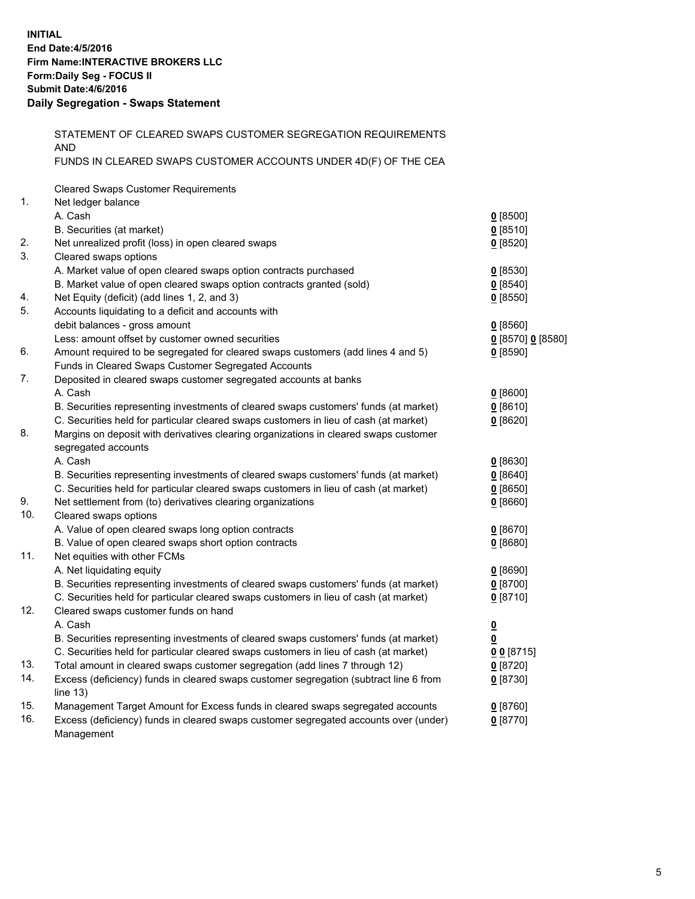**INITIAL**
**End Date:4/5/2016**
**Firm Name:INTERACTIVE BROKERS LLC**
**Form:Daily Seg - FOCUS II**
**Submit Date:4/6/2016**
**Daily Segregation - Swaps Statement**

STATEMENT OF CLEARED SWAPS CUSTOMER SEGREGATION REQUIREMENTS AND FUNDS IN CLEARED SWAPS CUSTOMER ACCOUNTS UNDER 4D(F) OF THE CEA

| | | |
|---|---|---|
| | Cleared Swaps Customer Requirements | |
| 1. | Net ledger balance | |
| | A. Cash | 0 [8500] |
| | B. Securities (at market) | 0 [8510] |
| 2. | Net unrealized profit (loss) in open cleared swaps | 0 [8520] |
| 3. | Cleared swaps options | |
| | A. Market value of open cleared swaps option contracts purchased | 0 [8530] |
| | B. Market value of open cleared swaps option contracts granted (sold) | 0 [8540] |
| 4. | Net Equity (deficit) (add lines 1, 2, and 3) | 0 [8550] |
| 5. | Accounts liquidating to a deficit and accounts with | |
| | debit balances - gross amount | 0 [8560] |
| | Less: amount offset by customer owned securities | 0 [8570] 0 [8580] |
| 6. | Amount required to be segregated for cleared swaps customers (add lines 4 and 5) | 0 [8590] |
| | Funds in Cleared Swaps Customer Segregated Accounts | |
| 7. | Deposited in cleared swaps customer segregated accounts at banks | |
| | A. Cash | 0 [8600] |
| | B. Securities representing investments of cleared swaps customers' funds (at market) | 0 [8610] |
| | C. Securities held for particular cleared swaps customers in lieu of cash (at market) | 0 [8620] |
| 8. | Margins on deposit with derivatives clearing organizations in cleared swaps customer segregated accounts | |
| | A. Cash | 0 [8630] |
| | B. Securities representing investments of cleared swaps customers' funds (at market) | 0 [8640] |
| | C. Securities held for particular cleared swaps customers in lieu of cash (at market) | 0 [8650] |
| 9. | Net settlement from (to) derivatives clearing organizations | 0 [8660] |
| 10. | Cleared swaps options | |
| | A. Value of open cleared swaps long option contracts | 0 [8670] |
| | B. Value of open cleared swaps short option contracts | 0 [8680] |
| 11. | Net equities with other FCMs | |
| | A. Net liquidating equity | 0 [8690] |
| | B. Securities representing investments of cleared swaps customers' funds (at market) | 0 [8700] |
| | C. Securities held for particular cleared swaps customers in lieu of cash (at market) | 0 [8710] |
| 12. | Cleared swaps customer funds on hand | |
| | A. Cash | 0 |
| | B. Securities representing investments of cleared swaps customers' funds (at market) | 0 |
| | C. Securities held for particular cleared swaps customers in lieu of cash (at market) | 0 0 [8715] |
| 13. | Total amount in cleared swaps customer segregation (add lines 7 through 12) | 0 [8720] |
| 14. | Excess (deficiency) funds in cleared swaps customer segregation (subtract line 6 from line 13) | 0 [8730] |
| 15. | Management Target Amount for Excess funds in cleared swaps segregated accounts | 0 [8760] |
| 16. | Excess (deficiency) funds in cleared swaps customer segregated accounts over (under) Management | 0 [8770] |